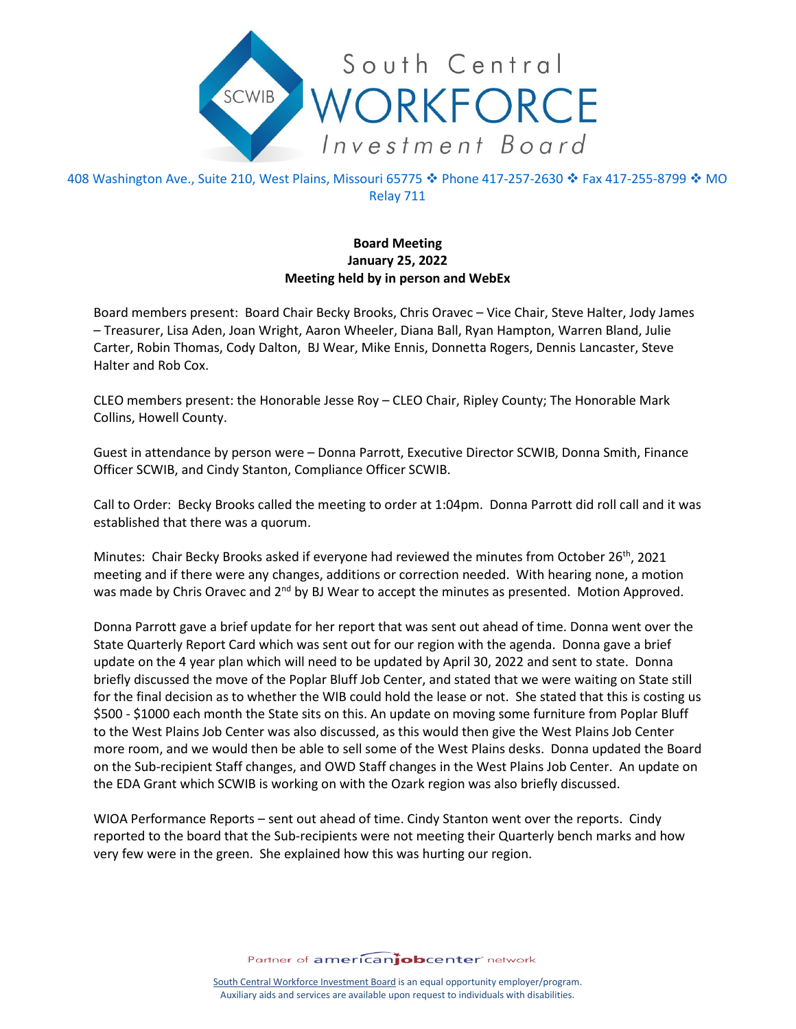South Central WORKFORCE Investment Board

408 Washington Ave., Suite 210, West Plains, Missouri 65775 ❖ Phone 417-257-2630 ❖ Fax 417-255-8799 ❖ MO Relay 711

**Board Meeting**
**January 25, 2022**
**Meeting held by in person and WebEx**

Board members present: Board Chair Becky Brooks, Chris Oravec – Vice Chair, Steve Halter, Jody James – Treasurer, Lisa Aden, Joan Wright, Aaron Wheeler, Diana Ball, Ryan Hampton, Warren Bland, Julie Carter, Robin Thomas, Cody Dalton, BJ Wear, Mike Ennis, Donnetta Rogers, Dennis Lancaster, Steve Halter and Rob Cox.

CLEO members present: the Honorable Jesse Roy – CLEO Chair, Ripley County; The Honorable Mark Collins, Howell County.

Guest in attendance by person were – Donna Parrott, Executive Director SCWIB, Donna Smith, Finance Officer SCWIB, and Cindy Stanton, Compliance Officer SCWIB.

Call to Order: Becky Brooks called the meeting to order at 1:04pm. Donna Parrott did roll call and it was established that there was a quorum.

Minutes: Chair Becky Brooks asked if everyone had reviewed the minutes from October 26th, 2021 meeting and if there were any changes, additions or correction needed. With hearing none, a motion was made by Chris Oravec and 2nd by BJ Wear to accept the minutes as presented. Motion Approved.

Donna Parrott gave a brief update for her report that was sent out ahead of time. Donna went over the State Quarterly Report Card which was sent out for our region with the agenda. Donna gave a brief update on the 4 year plan which will need to be updated by April 30, 2022 and sent to state. Donna briefly discussed the move of the Poplar Bluff Job Center, and stated that we were waiting on State still for the final decision as to whether the WIB could hold the lease or not. She stated that this is costing us $500 - $1000 each month the State sits on this. An update on moving some furniture from Poplar Bluff to the West Plains Job Center was also discussed, as this would then give the West Plains Job Center more room, and we would then be able to sell some of the West Plains desks. Donna updated the Board on the Sub-recipient Staff changes, and OWD Staff changes in the West Plains Job Center. An update on the EDA Grant which SCWIB is working on with the Ozark region was also briefly discussed.

WIOA Performance Reports – sent out ahead of time. Cindy Stanton went over the reports. Cindy reported to the board that the Sub-recipients were not meeting their Quarterly bench marks and how very few were in the green. She explained how this was hurting our region.

Partner of americanjobcenter network

South Central Workforce Investment Board is an equal opportunity employer/program.
Auxiliary aids and services are available upon request to individuals with disabilities.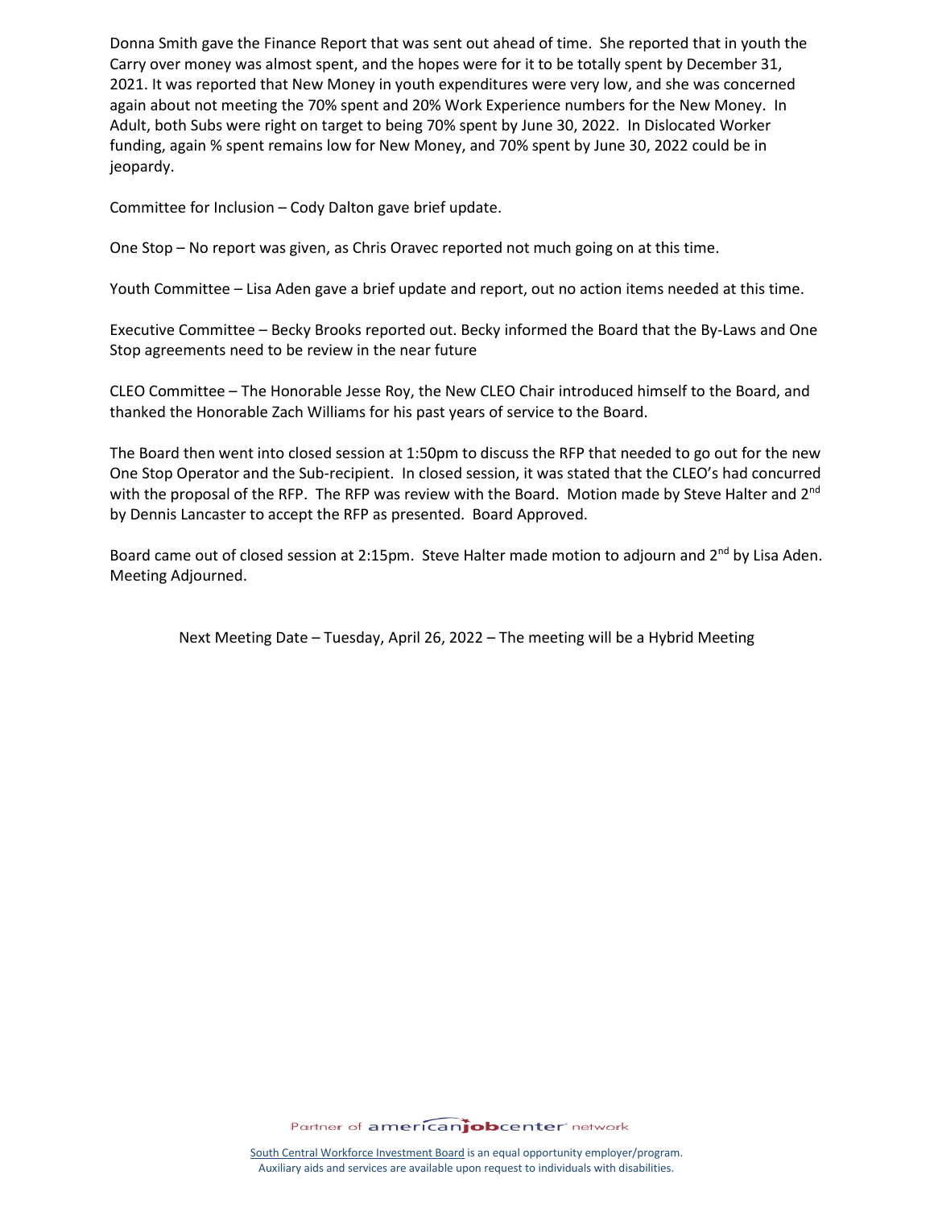Donna Smith gave the Finance Report that was sent out ahead of time. She reported that in youth the Carry over money was almost spent, and the hopes were for it to be totally spent by December 31, 2021. It was reported that New Money in youth expenditures were very low, and she was concerned again about not meeting the 70% spent and 20% Work Experience numbers for the New Money. In Adult, both Subs were right on target to being 70% spent by June 30, 2022. In Dislocated Worker funding, again % spent remains low for New Money, and 70% spent by June 30, 2022 could be in jeopardy.

Committee for Inclusion – Cody Dalton gave brief update.

One Stop – No report was given, as Chris Oravec reported not much going on at this time.

Youth Committee – Lisa Aden gave a brief update and report, out no action items needed at this time.

Executive Committee – Becky Brooks reported out. Becky informed the Board that the By-Laws and One Stop agreements need to be review in the near future

CLEO Committee – The Honorable Jesse Roy, the New CLEO Chair introduced himself to the Board, and thanked the Honorable Zach Williams for his past years of service to the Board.

The Board then went into closed session at 1:50pm to discuss the RFP that needed to go out for the new One Stop Operator and the Sub-recipient. In closed session, it was stated that the CLEO's had concurred with the proposal of the RFP. The RFP was review with the Board. Motion made by Steve Halter and 2nd by Dennis Lancaster to accept the RFP as presented. Board Approved.

Board came out of closed session at 2:15pm. Steve Halter made motion to adjourn and 2nd by Lisa Aden. Meeting Adjourned.

Next Meeting Date – Tuesday, April 26, 2022 – The meeting will be a Hybrid Meeting

Partner of americanjobcenter network

South Central Workforce Investment Board is an equal opportunity employer/program.
Auxiliary aids and services are available upon request to individuals with disabilities.